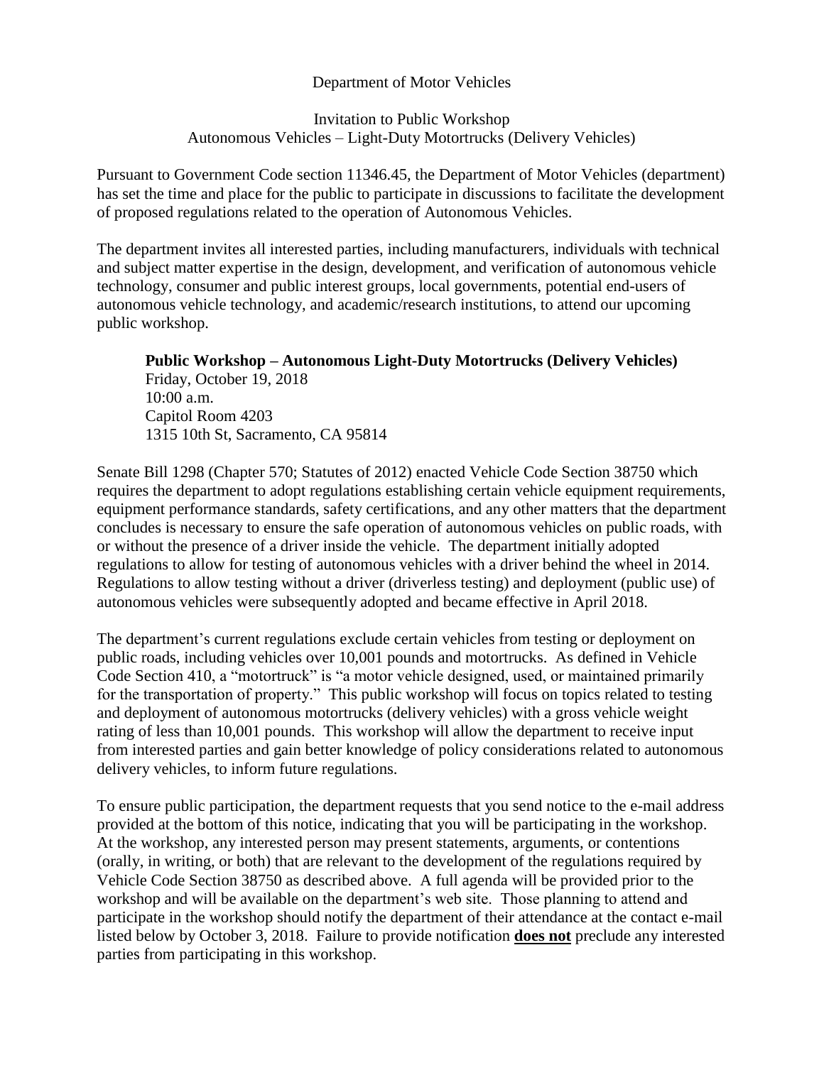Department of Motor Vehicles

Invitation to Public Workshop
Autonomous Vehicles – Light-Duty Motortrucks (Delivery Vehicles)

Pursuant to Government Code section 11346.45, the Department of Motor Vehicles (department) has set the time and place for the public to participate in discussions to facilitate the development of proposed regulations related to the operation of Autonomous Vehicles.

The department invites all interested parties, including manufacturers, individuals with technical and subject matter expertise in the design, development, and verification of autonomous vehicle technology, consumer and public interest groups, local governments, potential end-users of autonomous vehicle technology, and academic/research institutions, to attend our upcoming public workshop.

**Public Workshop – Autonomous Light-Duty Motortrucks (Delivery Vehicles)**
Friday, October 19, 2018
10:00 a.m.
Capitol Room 4203
1315 10th St, Sacramento, CA 95814

Senate Bill 1298 (Chapter 570; Statutes of 2012) enacted Vehicle Code Section 38750 which requires the department to adopt regulations establishing certain vehicle equipment requirements, equipment performance standards, safety certifications, and any other matters that the department concludes is necessary to ensure the safe operation of autonomous vehicles on public roads, with or without the presence of a driver inside the vehicle. The department initially adopted regulations to allow for testing of autonomous vehicles with a driver behind the wheel in 2014. Regulations to allow testing without a driver (driverless testing) and deployment (public use) of autonomous vehicles were subsequently adopted and became effective in April 2018.

The department's current regulations exclude certain vehicles from testing or deployment on public roads, including vehicles over 10,001 pounds and motortrucks. As defined in Vehicle Code Section 410, a "motortruck" is "a motor vehicle designed, used, or maintained primarily for the transportation of property." This public workshop will focus on topics related to testing and deployment of autonomous motortrucks (delivery vehicles) with a gross vehicle weight rating of less than 10,001 pounds. This workshop will allow the department to receive input from interested parties and gain better knowledge of policy considerations related to autonomous delivery vehicles, to inform future regulations.

To ensure public participation, the department requests that you send notice to the e-mail address provided at the bottom of this notice, indicating that you will be participating in the workshop. At the workshop, any interested person may present statements, arguments, or contentions (orally, in writing, or both) that are relevant to the development of the regulations required by Vehicle Code Section 38750 as described above. A full agenda will be provided prior to the workshop and will be available on the department's web site. Those planning to attend and participate in the workshop should notify the department of their attendance at the contact e-mail listed below by October 3, 2018. Failure to provide notification **does not** preclude any interested parties from participating in this workshop.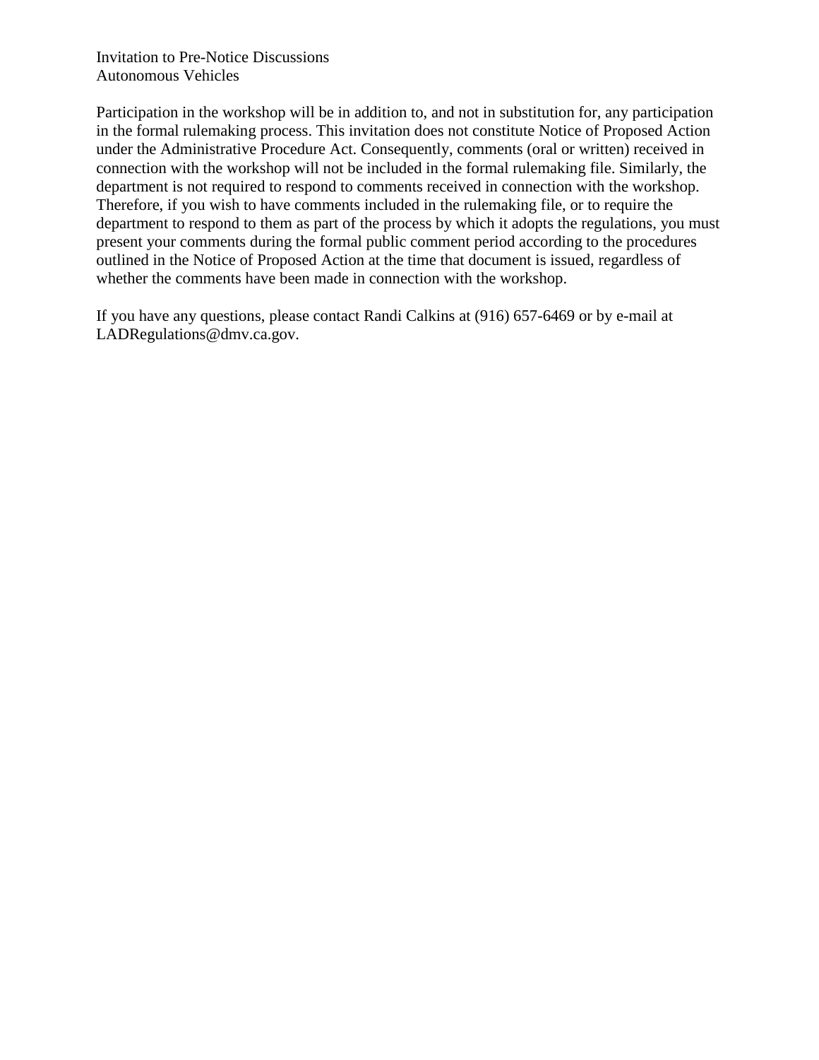Participation in the workshop will be in addition to, and not in substitution for, any participation in the formal rulemaking process. This invitation does not constitute Notice of Proposed Action under the Administrative Procedure Act. Consequently, comments (oral or written) received in connection with the workshop will not be included in the formal rulemaking file. Similarly, the department is not required to respond to comments received in connection with the workshop. Therefore, if you wish to have comments included in the rulemaking file, or to require the department to respond to them as part of the process by which it adopts the regulations, you must present your comments during the formal public comment period according to the procedures outlined in the Notice of Proposed Action at the time that document is issued, regardless of whether the comments have been made in connection with the workshop.

If you have any questions, please contact Randi Calkins at (916) 657-6469 or by e-mail at LADRegulations@dmv.ca.gov.